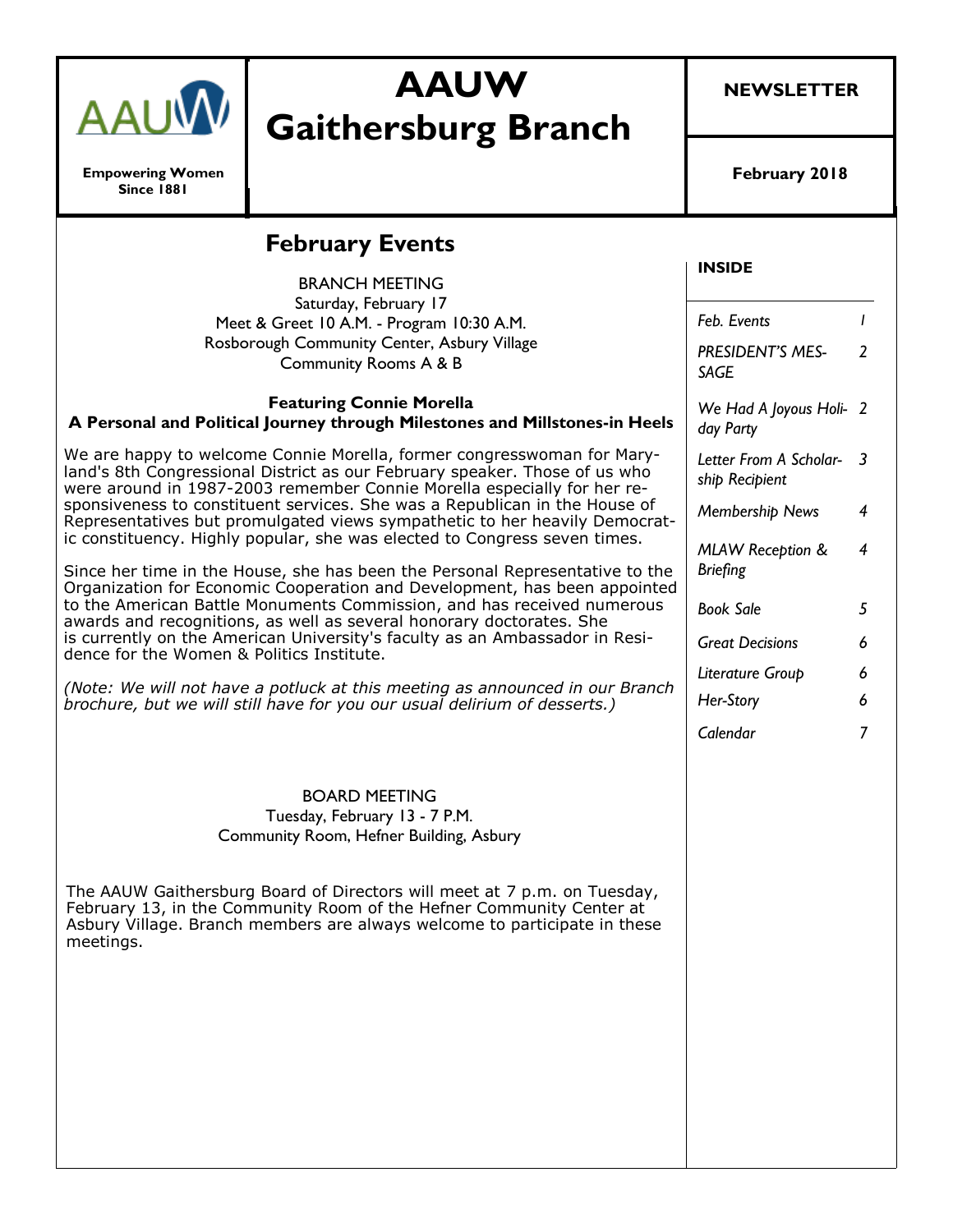# AAUW Gaithersburg Branch

**Empowering Women Since 1881**

**NEWSLETTER**

**February 2018**

## February Events

BRANCH MEETING
Saturday, February 17
Meet & Greet 10 A.M. - Program 10:30 A.M.
Rosborough Community Center, Asbury Village
Community Rooms A & B

**Featuring Connie Morella**
**A Personal and Political Journey through Milestones and Millstones-in Heels**

We are happy to welcome Connie Morella, former congresswoman for Maryland's 8th Congressional District as our February speaker. Those of us who were around in 1987-2003 remember Connie Morella especially for her responsiveness to constituent services. She was a Republican in the House of Representatives but promulgated views sympathetic to her heavily Democratic constituency. Highly popular, she was elected to Congress seven times.

Since her time in the House, she has been the Personal Representative to the Organization for Economic Cooperation and Development, has been appointed to the American Battle Monuments Commission, and has received numerous awards and recognitions, as well as several honorary doctorates. She is currently on the American University's faculty as an Ambassador in Residence for the Women & Politics Institute.

*(Note: We will not have a potluck at this meeting as announced in our Branch brochure, but we will still have for you our usual delirium of desserts.)*

BOARD MEETING
Tuesday, February 13 - 7 P.M.
Community Room, Hefner Building, Asbury

The AAUW Gaithersburg Board of Directors will meet at 7 p.m. on Tuesday, February 13, in the Community Room of the Hefner Community Center at Asbury Village. Branch members are always welcome to participate in these meetings.

**INSIDE**

| | |
|---|---|
| *Feb. Events* | *1* |
| *PRESIDENT'S MESSAGE* | *2* |
| *We Had A Joyous Holiday Party* | *2* |
| *Letter From A Scholarship Recipient* | *3* |
| *Membership News* | *4* |
| *MLAW Reception & Briefing* | *4* |
| *Book Sale* | *5* |
| *Great Decisions* | *6* |
| *Literature Group* | *6* |
| *Her-Story* | *6* |
| *Calendar* | *7* |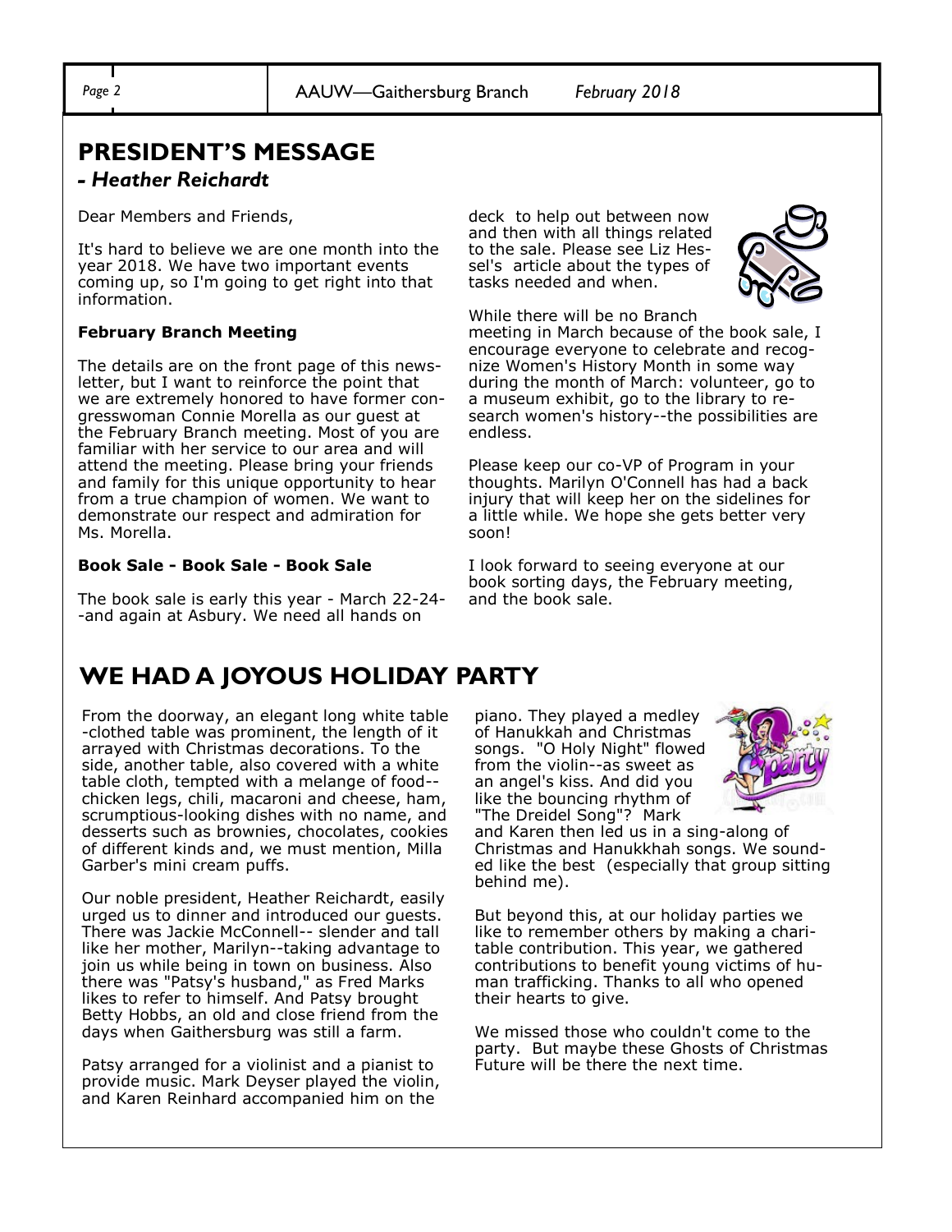## PRESIDENT'S MESSAGE

### *- Heather Reichardt*

Dear Members and Friends,

It's hard to believe we are one month into the year 2018. We have two important events coming up, so I'm going to get right into that information.

**February Branch Meeting**

The details are on the front page of this newsletter, but I want to reinforce the point that we are extremely honored to have former congresswoman Connie Morella as our guest at the February Branch meeting. Most of you are familiar with her service to our area and will attend the meeting. Please bring your friends and family for this unique opportunity to hear from a true champion of women. We want to demonstrate our respect and admiration for Ms. Morella.

**Book Sale - Book Sale - Book Sale**

The book sale is early this year - March 22-24--and again at Asbury. We need all hands on deck to help out between now and then with all things related to the sale. Please see Liz Hessel's article about the types of tasks needed and when.

While there will be no Branch meeting in March because of the book sale, I encourage everyone to celebrate and recognize Women's History Month in some way during the month of March: volunteer, go to a museum exhibit, go to the library to research women's history--the possibilities are endless.

Please keep our co-VP of Program in your thoughts. Marilyn O'Connell has had a back injury that will keep her on the sidelines for a little while. We hope she gets better very soon!

I look forward to seeing everyone at our book sorting days, the February meeting, and the book sale.

## WE HAD A JOYOUS HOLIDAY PARTY

From the doorway, an elegant long white table-clothed table was prominent, the length of it arrayed with Christmas decorations. To the side, another table, also covered with a white table cloth, tempted with a melange of food--chicken legs, chili, macaroni and cheese, ham, scrumptious-looking dishes with no name, and desserts such as brownies, chocolates, cookies of different kinds and, we must mention, Milla Garber's mini cream puffs.

Our noble president, Heather Reichardt, easily urged us to dinner and introduced our guests. There was Jackie McConnell-- slender and tall like her mother, Marilyn--taking advantage to join us while being in town on business. Also there was "Patsy's husband," as Fred Marks likes to refer to himself. And Patsy brought Betty Hobbs, an old and close friend from the days when Gaithersburg was still a farm.

Patsy arranged for a violinist and a pianist to provide music. Mark Deyser played the violin, and Karen Reinhard accompanied him on the piano. They played a medley of Hanukkah and Christmas songs. "O Holy Night" flowed from the violin--as sweet as an angel's kiss. And did you like the bouncing rhythm of "The Dreidel Song"? Mark and Karen then led us in a sing-along of Christmas and Hanukkhah songs. We sounded like the best (especially that group sitting behind me).

But beyond this, at our holiday parties we like to remember others by making a charitable contribution. This year, we gathered contributions to benefit young victims of human trafficking. Thanks to all who opened their hearts to give.

We missed those who couldn't come to the party. But maybe these Ghosts of Christmas Future will be there the next time.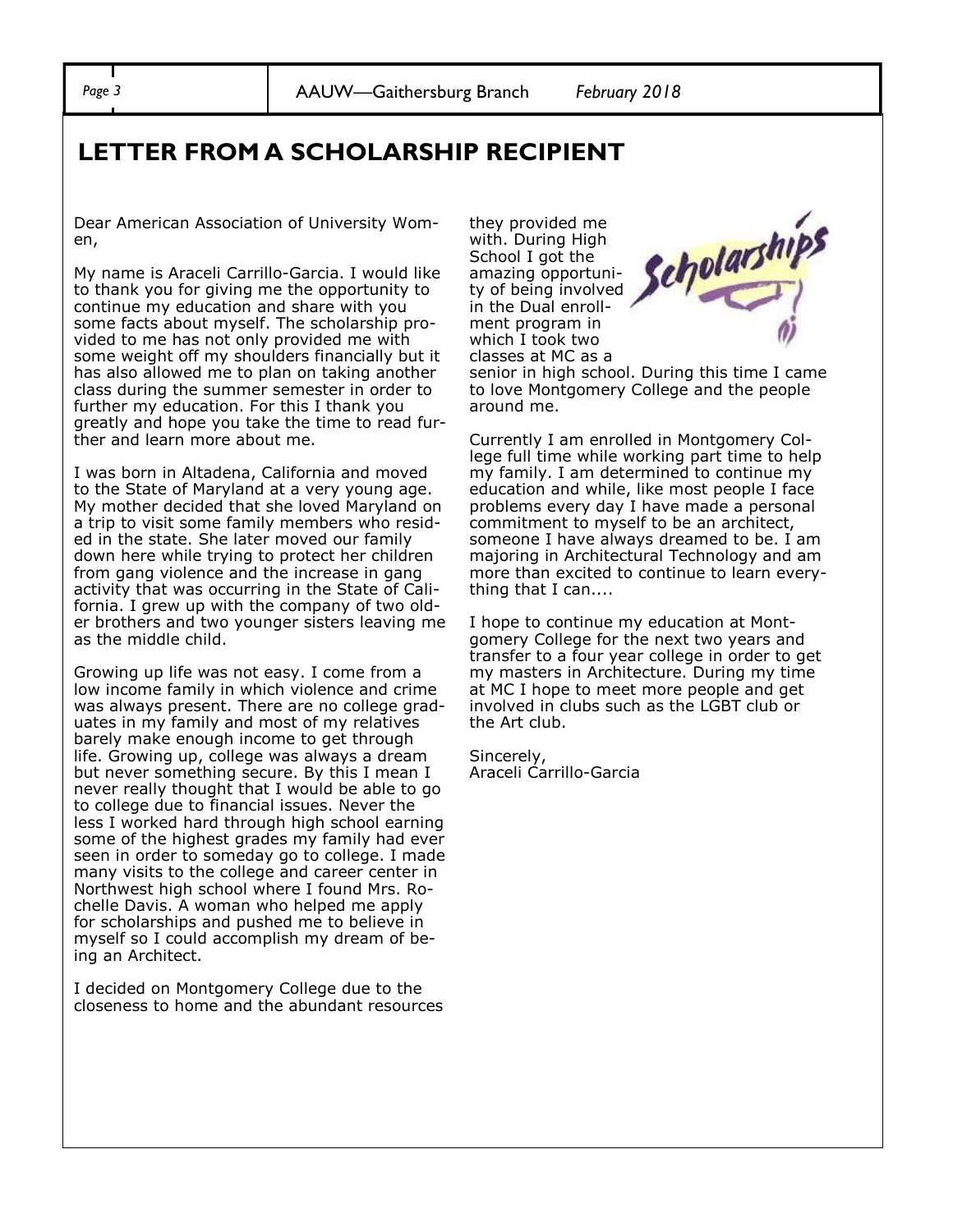## LETTER FROM A SCHOLARSHIP RECIPIENT

Dear American Association of University Women,

My name is Araceli Carrillo-Garcia. I would like to thank you for giving me the opportunity to continue my education and share with you some facts about myself. The scholarship provided to me has not only provided me with some weight off my shoulders financially but it has also allowed me to plan on taking another class during the summer semester in order to further my education. For this I thank you greatly and hope you take the time to read further and learn more about me.

I was born in Altadena, California and moved to the State of Maryland at a very young age. My mother decided that she loved Maryland on a trip to visit some family members who resided in the state. She later moved our family down here while trying to protect her children from gang violence and the increase in gang activity that was occurring in the State of California. I grew up with the company of two older brothers and two younger sisters leaving me as the middle child.

Growing up life was not easy. I come from a low income family in which violence and crime was always present. There are no college graduates in my family and most of my relatives barely make enough income to get through life. Growing up, college was always a dream but never something secure. By this I mean I never really thought that I would be able to go to college due to financial issues. Never the less I worked hard through high school earning some of the highest grades my family had ever seen in order to someday go to college. I made many visits to the college and career center in Northwest high school where I found Mrs. Rochelle Davis. A woman who helped me apply for scholarships and pushed me to believe in myself so I could accomplish my dream of being an Architect.

I decided on Montgomery College due to the closeness to home and the abundant resources they provided me with. During High School I got the amazing opportunity of being involved in the Dual enrollment program in which I took two classes at MC as a senior in high school. During this time I came to love Montgomery College and the people around me.

Currently I am enrolled in Montgomery College full time while working part time to help my family. I am determined to continue my education and while, like most people I face problems every day I have made a personal commitment to myself to be an architect, someone I have always dreamed to be. I am majoring in Architectural Technology and am more than excited to continue to learn everything that I can....

I hope to continue my education at Montgomery College for the next two years and transfer to a four year college in order to get my masters in Architecture. During my time at MC I hope to meet more people and get involved in clubs such as the LGBT club or the Art club.

Sincerely,
Araceli Carrillo-Garcia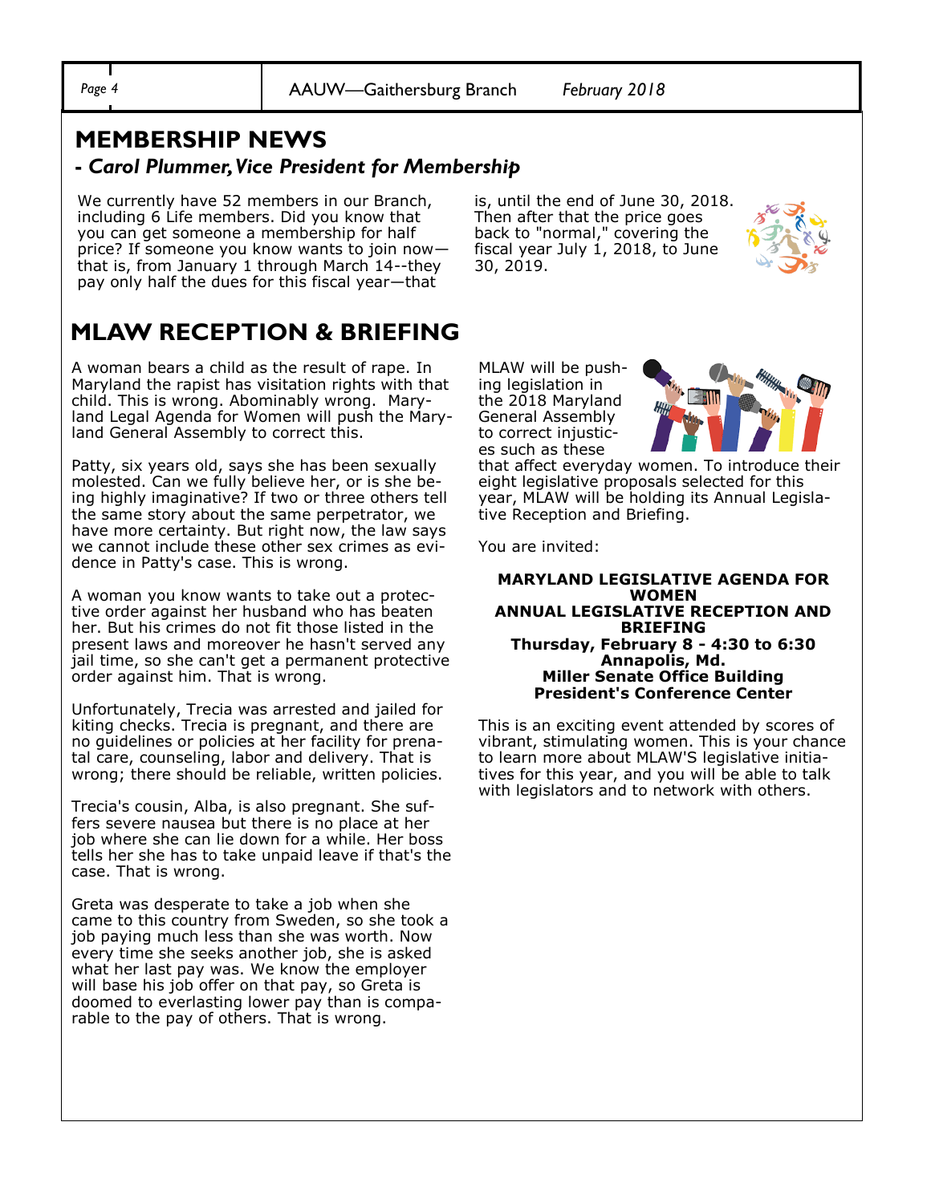## MEMBERSHIP NEWS

### *- Carol Plummer, Vice President for Membership*

We currently have 52 members in our Branch, including 6 Life members. Did you know that you can get someone a membership for half price? If someone you know wants to join now—that is, from January 1 through March 14--they pay only half the dues for this fiscal year—that is, until the end of June 30, 2018. Then after that the price goes back to "normal," covering the fiscal year July 1, 2018, to June 30, 2019.

## MLAW RECEPTION & BRIEFING

A woman bears a child as the result of rape. In Maryland the rapist has visitation rights with that child. This is wrong. Abominably wrong. Maryland Legal Agenda for Women will push the Maryland General Assembly to correct this.

Patty, six years old, says she has been sexually molested. Can we fully believe her, or is she being highly imaginative? If two or three others tell the same story about the same perpetrator, we have more certainty. But right now, the law says we cannot include these other sex crimes as evidence in Patty's case. This is wrong.

A woman you know wants to take out a protective order against her husband who has beaten her. But his crimes do not fit those listed in the present laws and moreover he hasn't served any jail time, so she can't get a permanent protective order against him. That is wrong.

Unfortunately, Trecia was arrested and jailed for kiting checks. Trecia is pregnant, and there are no guidelines or policies at her facility for prenatal care, counseling, labor and delivery. That is wrong; there should be reliable, written policies.

Trecia's cousin, Alba, is also pregnant. She suffers severe nausea but there is no place at her job where she can lie down for a while. Her boss tells her she has to take unpaid leave if that's the case. That is wrong.

Greta was desperate to take a job when she came to this country from Sweden, so she took a job paying much less than she was worth. Now every time she seeks another job, she is asked what her last pay was. We know the employer will base his job offer on that pay, so Greta is doomed to everlasting lower pay than is comparable to the pay of others. That is wrong.

MLAW will be pushing legislation in the 2018 Maryland General Assembly to correct injustices such as these that affect everyday women. To introduce their eight legislative proposals selected for this year, MLAW will be holding its Annual Legislative Reception and Briefing.

You are invited:

**MARYLAND LEGISLATIVE AGENDA FOR WOMEN**
**ANNUAL LEGISLATIVE RECEPTION AND BRIEFING**
**Thursday, February 8 - 4:30 to 6:30**
**Annapolis, Md.**
**Miller Senate Office Building**
**President's Conference Center**

This is an exciting event attended by scores of vibrant, stimulating women. This is your chance to learn more about MLAW'S legislative initiatives for this year, and you will be able to talk with legislators and to network with others.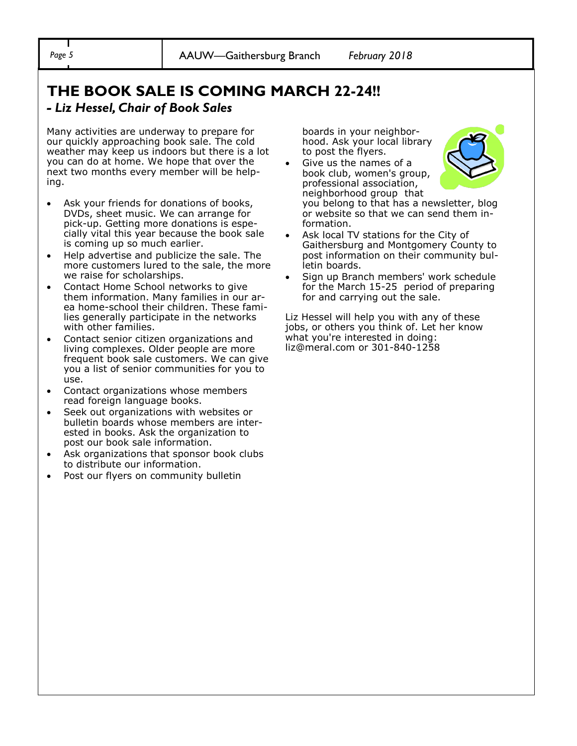# THE BOOK SALE IS COMING MARCH 22-24!!

***- Liz Hessel, Chair of Book Sales***

Many activities are underway to prepare for our quickly approaching book sale. The cold weather may keep us indoors but there is a lot you can do at home. We hope that over the next two months every member will be helping.

- Ask your friends for donations of books, DVDs, sheet music. We can arrange for pick-up. Getting more donations is especially vital this year because the book sale is coming up so much earlier.
- Help advertise and publicize the sale. The more customers lured to the sale, the more we raise for scholarships.
- Contact Home School networks to give them information. Many families in our area home-school their children. These families generally participate in the networks with other families.
- Contact senior citizen organizations and living complexes. Older people are more frequent book sale customers. We can give you a list of senior communities for you to use.
- Contact organizations whose members read foreign language books.
- Seek out organizations with websites or bulletin boards whose members are interested in books. Ask the organization to post our book sale information.
- Ask organizations that sponsor book clubs to distribute our information.
- Post our flyers on community bulletin boards in your neighborhood. Ask your local library to post the flyers.
- Give us the names of a book club, women's group, professional association, neighborhood group that you belong to that has a newsletter, blog or website so that we can send them information.
- Ask local TV stations for the City of Gaithersburg and Montgomery County to post information on their community bulletin boards.
- Sign up Branch members' work schedule for the March 15-25 period of preparing for and carrying out the sale.

Liz Hessel will help you with any of these jobs, or others you think of. Let her know what you're interested in doing: liz@meral.com or 301-840-1258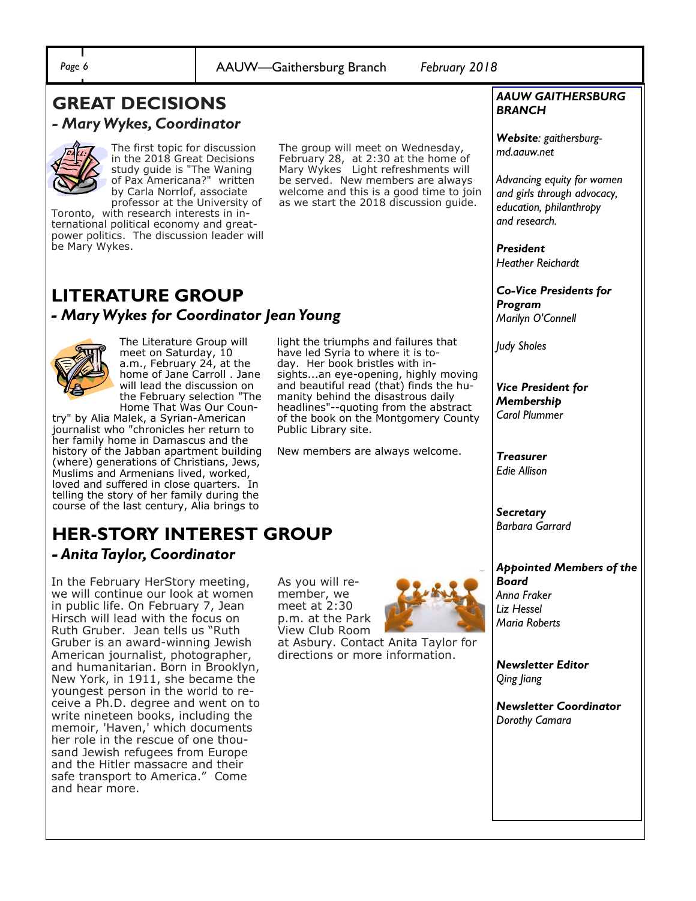## GREAT DECISIONS

### *- Mary Wykes, Coordinator*

The first topic for discussion in the 2018 Great Decisions study guide is "The Waning of Pax Americana?" written by Carla Norrlof, associate professor at the University of Toronto, with research interests in international political economy and great-power politics. The discussion leader will be Mary Wykes.

The group will meet on Wednesday, February 28, at 2:30 at the home of Mary Wykes Light refreshments will be served. New members are always welcome and this is a good time to join as we start the 2018 discussion guide.

## LITERATURE GROUP

### *- Mary Wykes for Coordinator Jean Young*

The Literature Group will meet on Saturday, 10 a.m., February 24, at the home of Jane Carroll . Jane will lead the discussion on the February selection "The Home That Was Our Country" by Alia Malek, a Syrian-American journalist who "chronicles her return to her family home in Damascus and the history of the Jabban apartment building (where) generations of Christians, Jews, Muslims and Armenians lived, worked, loved and suffered in close quarters. In telling the story of her family during the course of the last century, Alia brings to light the triumphs and failures that have led Syria to where it is today. Her book bristles with insights...an eye-opening, highly moving and beautiful read (that) finds the humanity behind the disastrous daily headlines"--quoting from the abstract of the book on the Montgomery County Public Library site.

New members are always welcome.

## HER-STORY INTEREST GROUP

### *- Anita Taylor, Coordinator*

In the February HerStory meeting, we will continue our look at women in public life. On February 7, Jean Hirsch will lead with the focus on Ruth Gruber. Jean tells us "Ruth Gruber is an award-winning Jewish American journalist, photographer, and humanitarian. Born in Brooklyn, New York, in 1911, she became the youngest person in the world to receive a Ph.D. degree and went on to write nineteen books, including the memoir, 'Haven,' which documents her role in the rescue of one thousand Jewish refugees from Europe and the Hitler massacre and their safe transport to America." Come and hear more.

As you will remember, we meet at 2:30 p.m. at the Park View Club Room at Asbury. Contact Anita Taylor for directions or more information.

---

***AAUW GAITHERSBURG BRANCH***

***Website**: gaithersburg-md.aauw.net*

*Advancing equity for women and girls through advocacy, education, philanthropy and research.*

***President***
*Heather Reichardt*

***Co-Vice Presidents for Program***
*Marilyn O'Connell*

*Judy Sholes*

***Vice President for Membership***
*Carol Plummer*

***Treasurer***
*Edie Allison*

***Secretary***
*Barbara Garrard*

***Appointed Members of the Board***
*Anna Fraker*
*Liz Hessel*
*Maria Roberts*

***Newsletter Editor***
*Qing Jiang*

***Newsletter Coordinator***
*Dorothy Camara*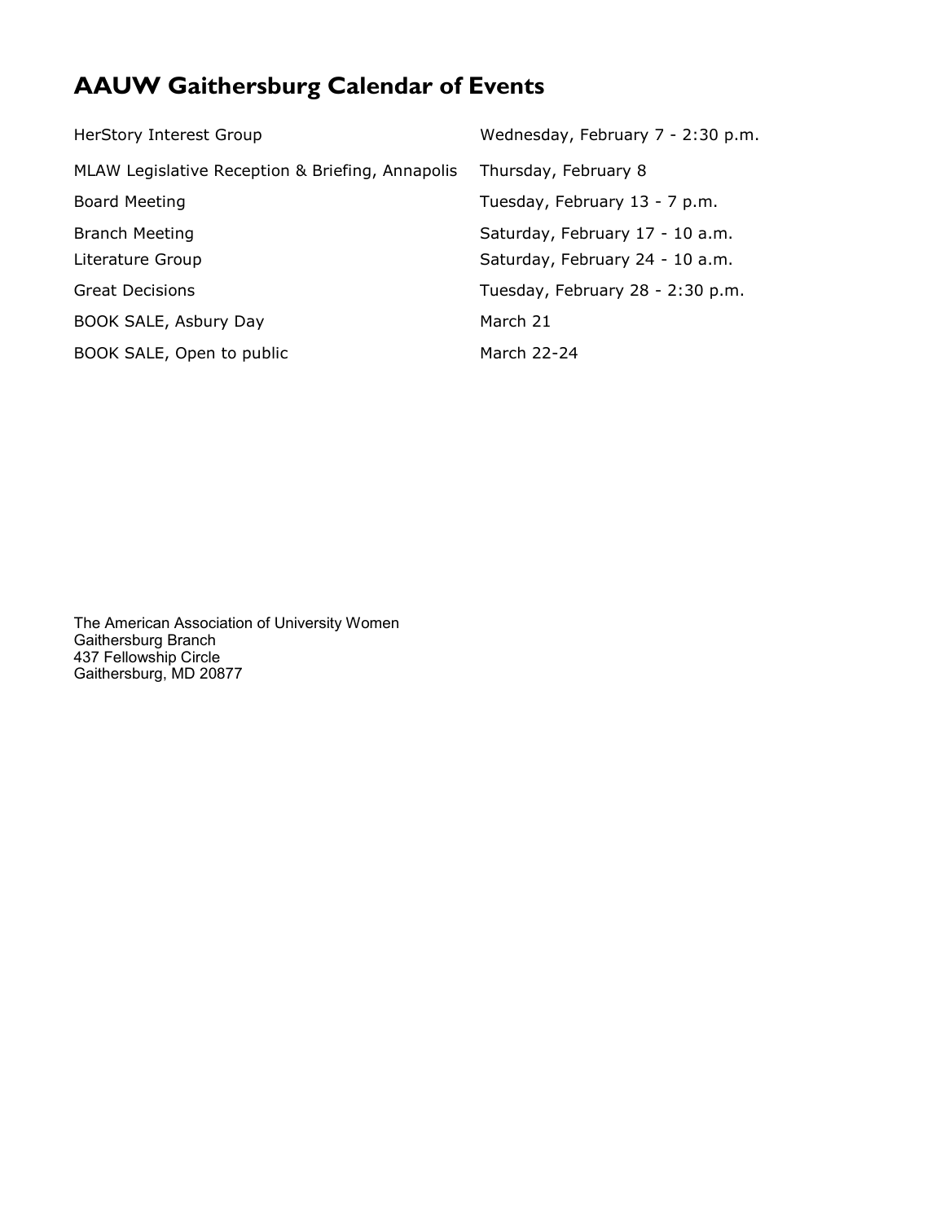# AAUW Gaithersburg Calendar of Events

| | |
|---|---|
| HerStory Interest Group | Wednesday, February 7 - 2:30 p.m. |
| MLAW Legislative Reception & Briefing, Annapolis | Thursday, February 8 |
| Board Meeting | Tuesday, February 13 - 7 p.m. |
| Branch Meeting | Saturday, February 17 - 10 a.m. |
| Literature Group | Saturday, February 24 - 10 a.m. |
| Great Decisions | Tuesday, February 28 - 2:30 p.m. |
| BOOK SALE, Asbury Day | March 21 |
| BOOK SALE, Open to public | March 22-24 |

The American Association of University Women  
Gaithersburg Branch  
437 Fellowship Circle  
Gaithersburg, MD 20877